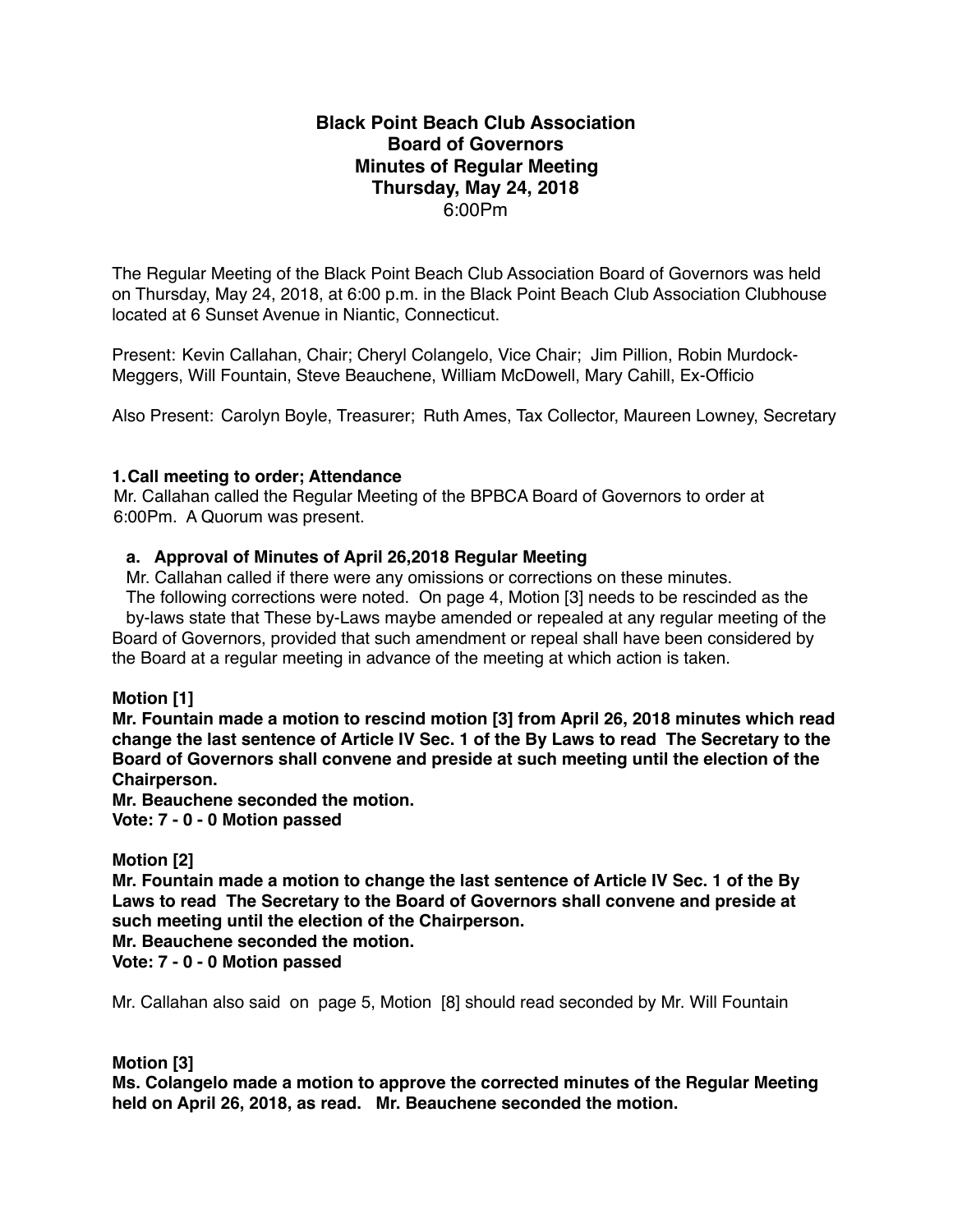**Black Point Beach Club Association**
**Board of Governors**
**Minutes of Regular Meeting**
**Thursday, May 24, 2018**
6:00Pm

The Regular Meeting of the Black Point Beach Club Association Board of Governors was held on Thursday, May 24, 2018, at 6:00 p.m. in the Black Point Beach Club Association Clubhouse located at 6 Sunset Avenue in Niantic, Connecticut.

Present: Kevin Callahan, Chair; Cheryl Colangelo, Vice Chair; Jim Pillion, Robin Murdock-Meggers, Will Fountain, Steve Beauchene, William McDowell, Mary Cahill, Ex-Officio

Also Present: Carolyn Boyle, Treasurer; Ruth Ames, Tax Collector, Maureen Lowney, Secretary

**1. Call meeting to order; Attendance**

Mr. Callahan called the Regular Meeting of the BPBCA Board of Governors to order at 6:00Pm. A Quorum was present.

**a. Approval of Minutes of April 26,2018 Regular Meeting**

Mr. Callahan called if there were any omissions or corrections on these minutes.
The following corrections were noted. On page 4, Motion [3] needs to be rescinded as the by-laws state that These by-Laws maybe amended or repealed at any regular meeting of the Board of Governors, provided that such amendment or repeal shall have been considered by the Board at a regular meeting in advance of the meeting at which action is taken.

**Motion [1]**
**Mr. Fountain made a motion to rescind motion [3] from April 26, 2018 minutes which read change the last sentence of Article IV Sec. 1 of the By Laws to read The Secretary to the Board of Governors shall convene and preside at such meeting until the election of the Chairperson.**
**Mr. Beauchene seconded the motion.**
**Vote: 7 - 0 - 0 Motion passed**

**Motion [2]**
**Mr. Fountain made a motion to change the last sentence of Article IV Sec. 1 of the By Laws to read The Secretary to the Board of Governors shall convene and preside at such meeting until the election of the Chairperson.**
**Mr. Beauchene seconded the motion.**
**Vote: 7 - 0 - 0 Motion passed**

Mr. Callahan also said on page 5, Motion [8] should read seconded by Mr. Will Fountain

**Motion [3]**
**Ms. Colangelo made a motion to approve the corrected minutes of the Regular Meeting held on April 26, 2018, as read. Mr. Beauchene seconded the motion.**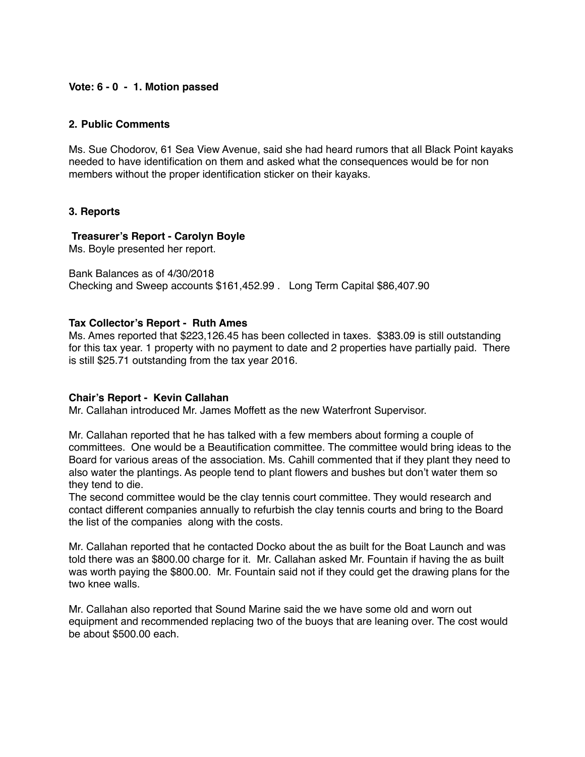**Vote: 6 - 0  -  1. Motion passed**

**2. Public Comments**

Ms. Sue Chodorov, 61 Sea View Avenue, said she had heard rumors that all Black Point kayaks needed to have identification on them and asked what the consequences would be for non members without the proper identification sticker on their kayaks.

**3. Reports**

**Treasurer's Report - Carolyn Boyle**

Ms. Boyle presented her report.

Bank Balances as of 4/30/2018
Checking and Sweep accounts $161,452.99 .   Long Term Capital $86,407.90

**Tax Collector's Report -  Ruth Ames**

Ms. Ames reported that $223,126.45 has been collected in taxes.  $383.09 is still outstanding for this tax year. 1 property with no payment to date and 2 properties have partially paid.  There is still $25.71 outstanding from the tax year 2016.

**Chair's Report -  Kevin Callahan**

Mr. Callahan introduced Mr. James Moffett as the new Waterfront Supervisor.

Mr. Callahan reported that he has talked with a few members about forming a couple of committees.  One would be a Beautification committee. The committee would bring ideas to the Board for various areas of the association. Ms. Cahill commented that if they plant they need to also water the plantings. As people tend to plant flowers and bushes but don't water them so they tend to die.
The second committee would be the clay tennis court committee. They would research and contact different companies annually to refurbish the clay tennis courts and bring to the Board the list of the companies  along with the costs.

Mr. Callahan reported that he contacted Docko about the as built for the Boat Launch and was told there was an $800.00 charge for it.  Mr. Callahan asked Mr. Fountain if having the as built was worth paying the $800.00.  Mr. Fountain said not if they could get the drawing plans for the two knee walls.

Mr. Callahan also reported that Sound Marine said the we have some old and worn out equipment and recommended replacing two of the buoys that are leaning over. The cost would be about $500.00 each.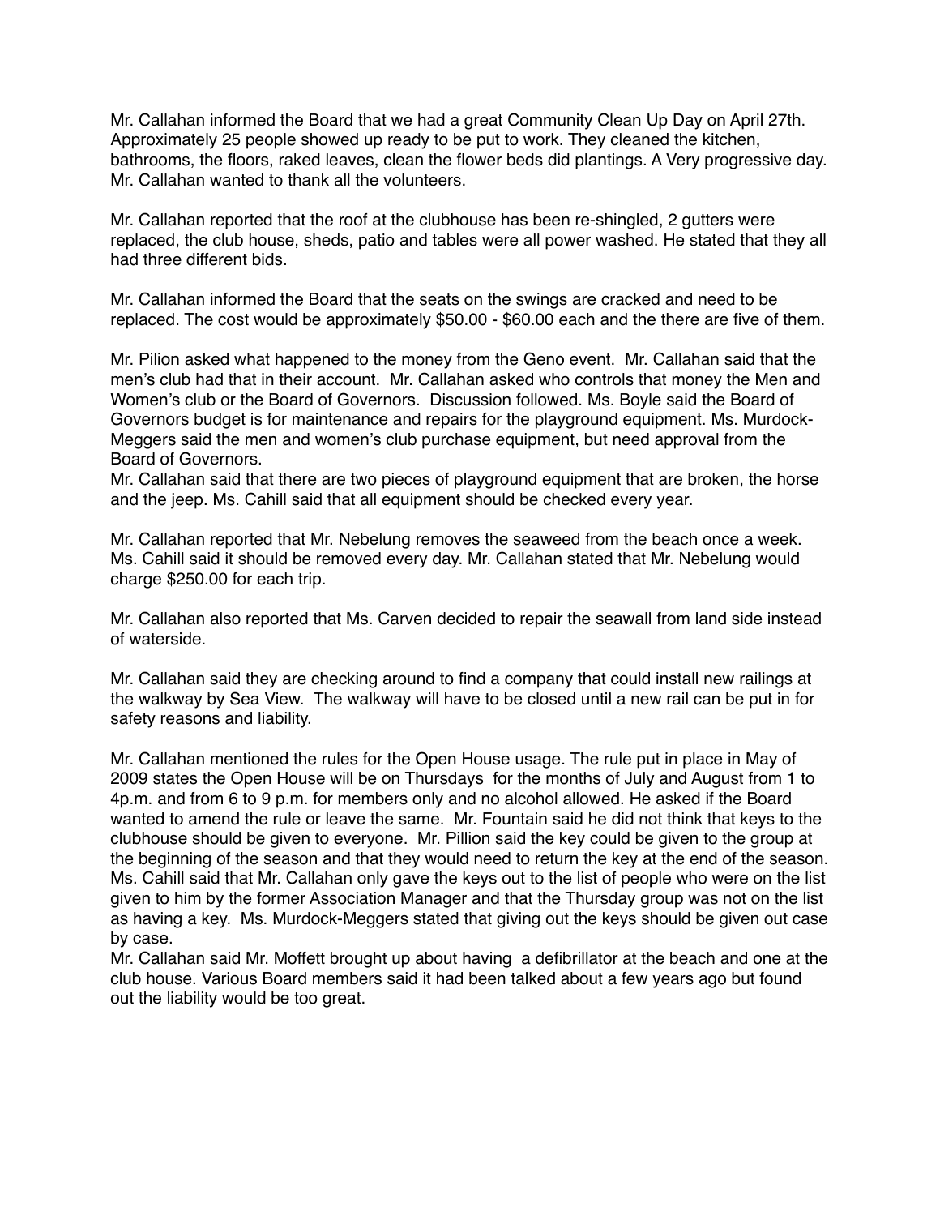Mr. Callahan informed the Board that we had a great Community Clean Up Day on April 27th. Approximately 25 people showed up ready to be put to work. They cleaned the kitchen, bathrooms, the floors, raked leaves, clean the flower beds did plantings. A Very progressive day. Mr. Callahan wanted to thank all the volunteers.

Mr. Callahan reported that the roof at the clubhouse has been re-shingled, 2 gutters were replaced, the club house, sheds, patio and tables were all power washed. He stated that they all had three different bids.

Mr. Callahan informed the Board that the seats on the swings are cracked and need to be replaced. The cost would be approximately $50.00 - $60.00 each and the there are five of them.

Mr. Pilion asked what happened to the money from the Geno event. Mr. Callahan said that the men's club had that in their account. Mr. Callahan asked who controls that money the Men and Women's club or the Board of Governors. Discussion followed. Ms. Boyle said the Board of Governors budget is for maintenance and repairs for the playground equipment. Ms. Murdock-Meggers said the men and women's club purchase equipment, but need approval from the Board of Governors.

Mr. Callahan said that there are two pieces of playground equipment that are broken, the horse and the jeep. Ms. Cahill said that all equipment should be checked every year.

Mr. Callahan reported that Mr. Nebelung removes the seaweed from the beach once a week. Ms. Cahill said it should be removed every day. Mr. Callahan stated that Mr. Nebelung would charge $250.00 for each trip.

Mr. Callahan also reported that Ms. Carven decided to repair the seawall from land side instead of waterside.

Mr. Callahan said they are checking around to find a company that could install new railings at the walkway by Sea View. The walkway will have to be closed until a new rail can be put in for safety reasons and liability.

Mr. Callahan mentioned the rules for the Open House usage. The rule put in place in May of 2009 states the Open House will be on Thursdays for the months of July and August from 1 to 4p.m. and from 6 to 9 p.m. for members only and no alcohol allowed. He asked if the Board wanted to amend the rule or leave the same. Mr. Fountain said he did not think that keys to the clubhouse should be given to everyone. Mr. Pillion said the key could be given to the group at the beginning of the season and that they would need to return the key at the end of the season. Ms. Cahill said that Mr. Callahan only gave the keys out to the list of people who were on the list given to him by the former Association Manager and that the Thursday group was not on the list as having a key. Ms. Murdock-Meggers stated that giving out the keys should be given out case by case.

Mr. Callahan said Mr. Moffett brought up about having a defibrillator at the beach and one at the club house. Various Board members said it had been talked about a few years ago but found out the liability would be too great.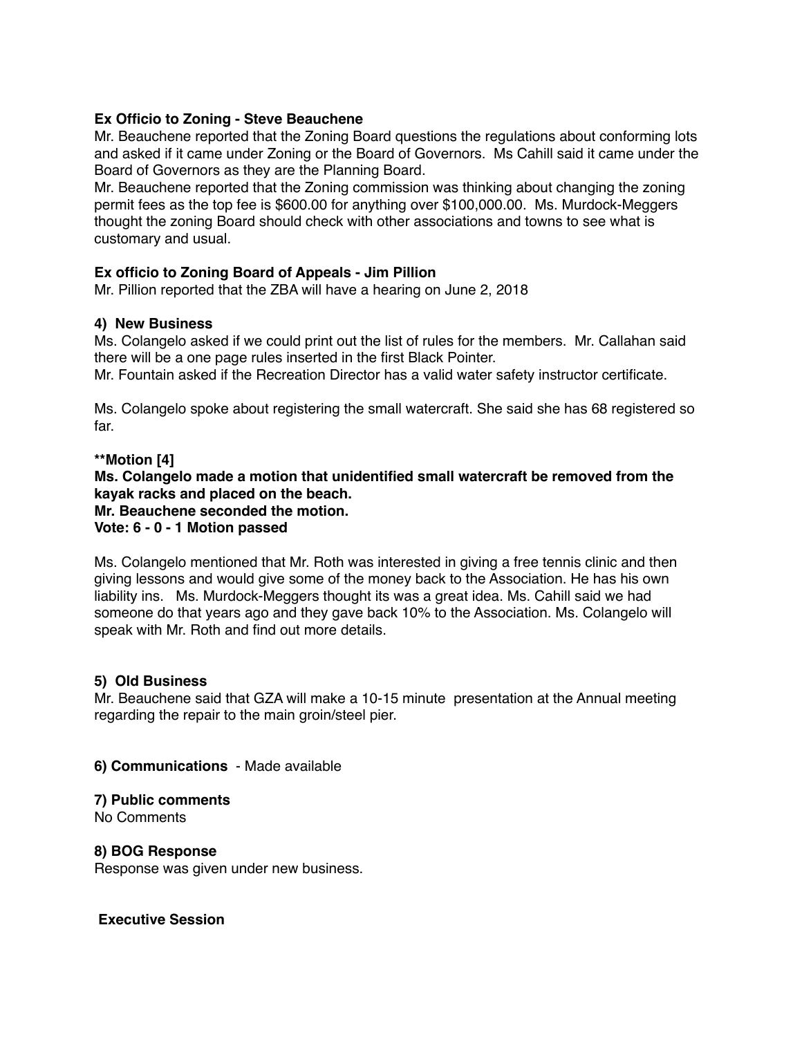**Ex Officio to Zoning - Steve Beauchene**

Mr. Beauchene reported that the Zoning Board questions the regulations about conforming lots and asked if it came under Zoning or the Board of Governors. Ms Cahill said it came under the Board of Governors as they are the Planning Board.

Mr. Beauchene reported that the Zoning commission was thinking about changing the zoning permit fees as the top fee is $600.00 for anything over $100,000.00. Ms. Murdock-Meggers thought the zoning Board should check with other associations and towns to see what is customary and usual.

**Ex officio to Zoning Board of Appeals - Jim Pillion**

Mr. Pillion reported that the ZBA will have a hearing on June 2, 2018

**4) New Business**

Ms. Colangelo asked if we could print out the list of rules for the members. Mr. Callahan said there will be a one page rules inserted in the first Black Pointer.

Mr. Fountain asked if the Recreation Director has a valid water safety instructor certificate.

Ms. Colangelo spoke about registering the small watercraft. She said she has 68 registered so far.

**\*\*Motion [4]**
**Ms. Colangelo made a motion that unidentified small watercraft be removed from the kayak racks and placed on the beach.**
**Mr. Beauchene seconded the motion.**
**Vote: 6 - 0 - 1 Motion passed**

Ms. Colangelo mentioned that Mr. Roth was interested in giving a free tennis clinic and then giving lessons and would give some of the money back to the Association. He has his own liability ins. Ms. Murdock-Meggers thought its was a great idea. Ms. Cahill said we had someone do that years ago and they gave back 10% to the Association. Ms. Colangelo will speak with Mr. Roth and find out more details.

**5) Old Business**

Mr. Beauchene said that GZA will make a 10-15 minute presentation at the Annual meeting regarding the repair to the main groin/steel pier.

**6) Communications** - Made available

**7) Public comments**

No Comments

**8) BOG Response**

Response was given under new business.

**Executive Session**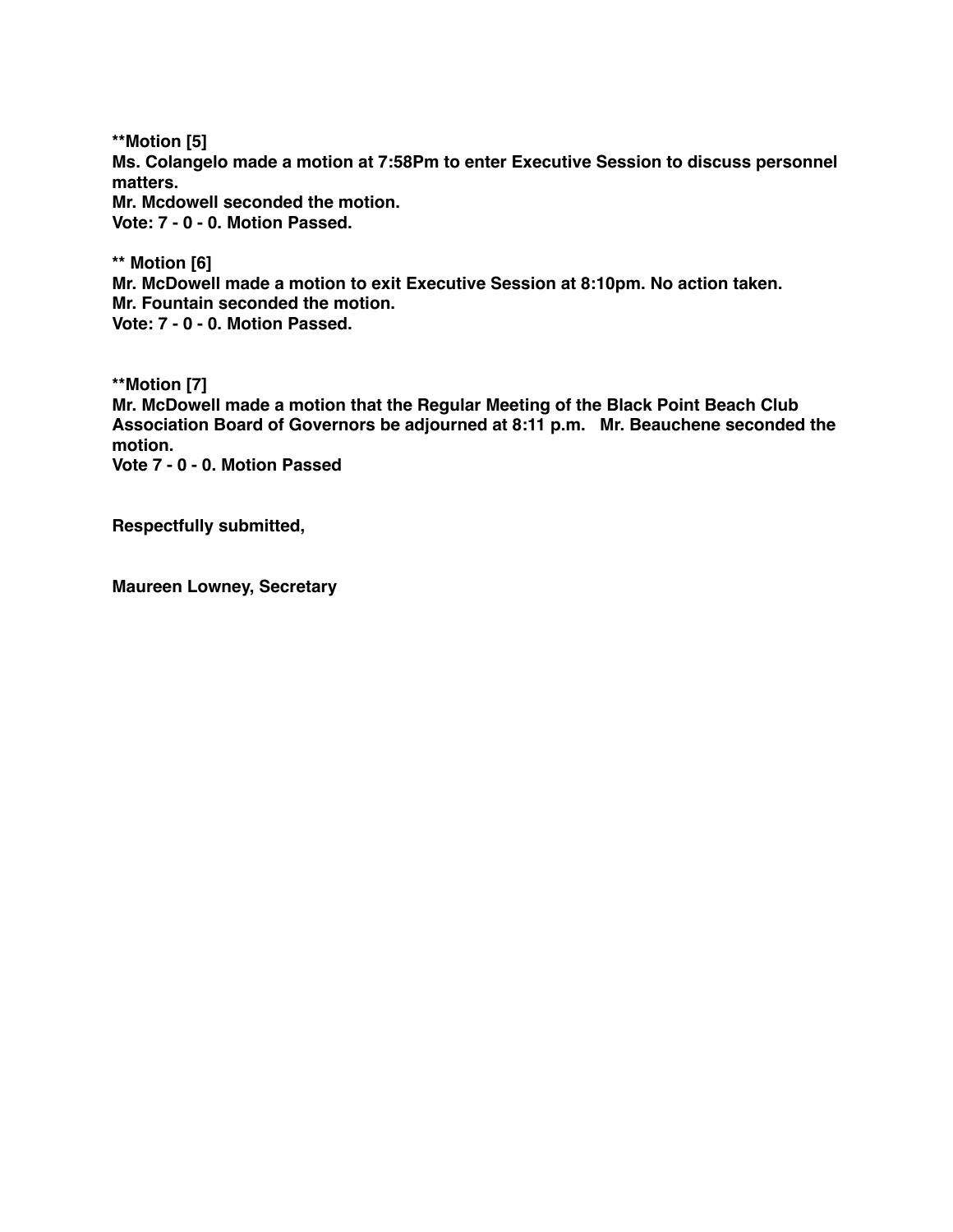**Motion [5]
Ms. Colangelo made a motion at 7:58Pm to enter Executive Session to discuss personnel matters.
Mr. Mcdowell seconded the motion.
Vote: 7 - 0 - 0. Motion Passed.

** Motion [6]
Mr. McDowell made a motion to exit Executive Session at 8:10pm. No action taken.
Mr. Fountain seconded the motion.
Vote: 7 - 0 - 0. Motion Passed.

**Motion [7]
Mr. McDowell made a motion that the Regular Meeting of the Black Point Beach Club Association Board of Governors be adjourned at 8:11 p.m. Mr. Beauchene seconded the motion.
Vote 7 - 0 - 0. Motion Passed

Respectfully submitted,

Maureen Lowney, Secretary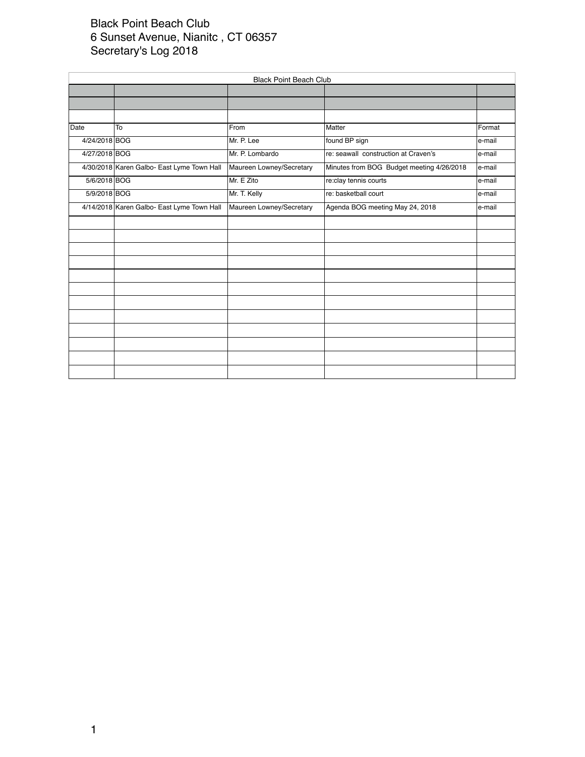Black Point Beach Club
6 Sunset Avenue, Nianitc , CT 06357
Secretary's Log 2018

| Black Point Beach Club | | | | |
|---|---|---|---|---|
| Date | To | From | Matter | Format |
| 4/24/2018 | BOG | Mr. P. Lee | found BP sign | e-mail |
| 4/27/2018 | BOG | Mr. P. Lombardo | re: seawall construction at Craven's | e-mail |
| 4/30/2018 | Karen Galbo- East Lyme Town Hall | Maureen Lowney/Secretary | Minutes from BOG Budget meeting 4/26/2018 | e-mail |
| 5/6/2018 | BOG | Mr. E Zito | re:clay tennis courts | e-mail |
| 5/9/2018 | BOG | Mr. T. Kelly | re: basketball court | e-mail |
| 4/14/2018 | Karen Galbo- East Lyme Town Hall | Maureen Lowney/Secretary | Agenda BOG meeting May 24, 2018 | e-mail |